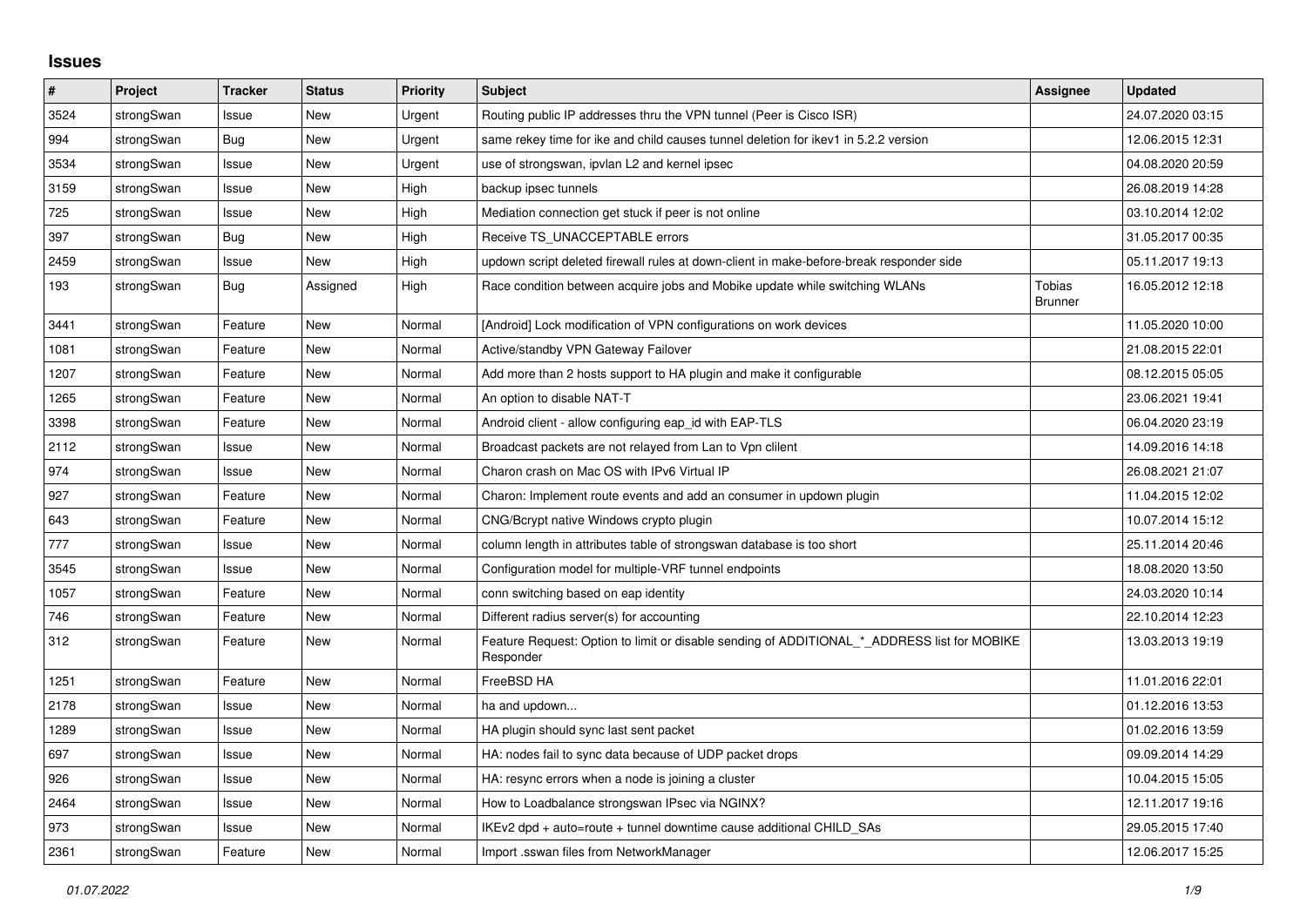# Issues

| # | Project | Tracker | Status | Priority | Subject | Assignee | Updated |
|---|---|---|---|---|---|---|---|
| 3524 | strongSwan | Issue | New | Urgent | Routing public IP addresses thru the VPN tunnel (Peer is Cisco ISR) | | 24.07.2020 03:15 |
| 994 | strongSwan | Bug | New | Urgent | same rekey time for ike and child causes tunnel deletion for ikev1 in 5.2.2 version | | 12.06.2015 12:31 |
| 3534 | strongSwan | Issue | New | Urgent | use of strongswan, ipvlan L2 and kernel ipsec | | 04.08.2020 20:59 |
| 3159 | strongSwan | Issue | New | High | backup ipsec tunnels | | 26.08.2019 14:28 |
| 725 | strongSwan | Issue | New | High | Mediation connection get stuck if peer is not online | | 03.10.2014 12:02 |
| 397 | strongSwan | Bug | New | High | Receive TS_UNACCEPTABLE errors | | 31.05.2017 00:35 |
| 2459 | strongSwan | Issue | New | High | updown script deleted firewall rules at down-client in make-before-break responder side | | 05.11.2017 19:13 |
| 193 | strongSwan | Bug | Assigned | High | Race condition between acquire jobs and Mobike update while switching WLANs | Tobias Brunner | 16.05.2012 12:18 |
| 3441 | strongSwan | Feature | New | Normal | [Android] Lock modification of VPN configurations on work devices | | 11.05.2020 10:00 |
| 1081 | strongSwan | Feature | New | Normal | Active/standby VPN Gateway Failover | | 21.08.2015 22:01 |
| 1207 | strongSwan | Feature | New | Normal | Add more than 2 hosts support to HA plugin and make it configurable | | 08.12.2015 05:05 |
| 1265 | strongSwan | Feature | New | Normal | An option to disable NAT-T | | 23.06.2021 19:41 |
| 3398 | strongSwan | Feature | New | Normal | Android client - allow configuring eap_id with EAP-TLS | | 06.04.2020 23:19 |
| 2112 | strongSwan | Issue | New | Normal | Broadcast packets are not relayed from Lan to Vpn clilent | | 14.09.2016 14:18 |
| 974 | strongSwan | Issue | New | Normal | Charon crash on Mac OS with IPv6 Virtual IP | | 26.08.2021 21:07 |
| 927 | strongSwan | Feature | New | Normal | Charon: Implement route events and add an consumer in updown plugin | | 11.04.2015 12:02 |
| 643 | strongSwan | Feature | New | Normal | CNG/Bcrypt native Windows crypto plugin | | 10.07.2014 15:12 |
| 777 | strongSwan | Issue | New | Normal | column length in attributes table of strongswan database is too short | | 25.11.2014 20:46 |
| 3545 | strongSwan | Issue | New | Normal | Configuration model for multiple-VRF tunnel endpoints | | 18.08.2020 13:50 |
| 1057 | strongSwan | Feature | New | Normal | conn switching based on eap identity | | 24.03.2020 10:14 |
| 746 | strongSwan | Feature | New | Normal | Different radius server(s) for accounting | | 22.10.2014 12:23 |
| 312 | strongSwan | Feature | New | Normal | Feature Request: Option to limit or disable sending of ADDITIONAL_*_ADDRESS list for MOBIKE Responder | | 13.03.2013 19:19 |
| 1251 | strongSwan | Feature | New | Normal | FreeBSD HA | | 11.01.2016 22:01 |
| 2178 | strongSwan | Issue | New | Normal | ha and updown... | | 01.12.2016 13:53 |
| 1289 | strongSwan | Issue | New | Normal | HA plugin should sync last sent packet | | 01.02.2016 13:59 |
| 697 | strongSwan | Issue | New | Normal | HA: nodes fail to sync data because of UDP packet drops | | 09.09.2014 14:29 |
| 926 | strongSwan | Issue | New | Normal | HA: resync errors when a node is joining a cluster | | 10.04.2015 15:05 |
| 2464 | strongSwan | Issue | New | Normal | How to Loadbalance strongswan IPsec via NGINX? | | 12.11.2017 19:16 |
| 973 | strongSwan | Issue | New | Normal | IKEv2 dpd + auto=route + tunnel downtime cause additional CHILD_SAs | | 29.05.2015 17:40 |
| 2361 | strongSwan | Feature | New | Normal | Import .sswan files from NetworkManager | | 12.06.2017 15:25 |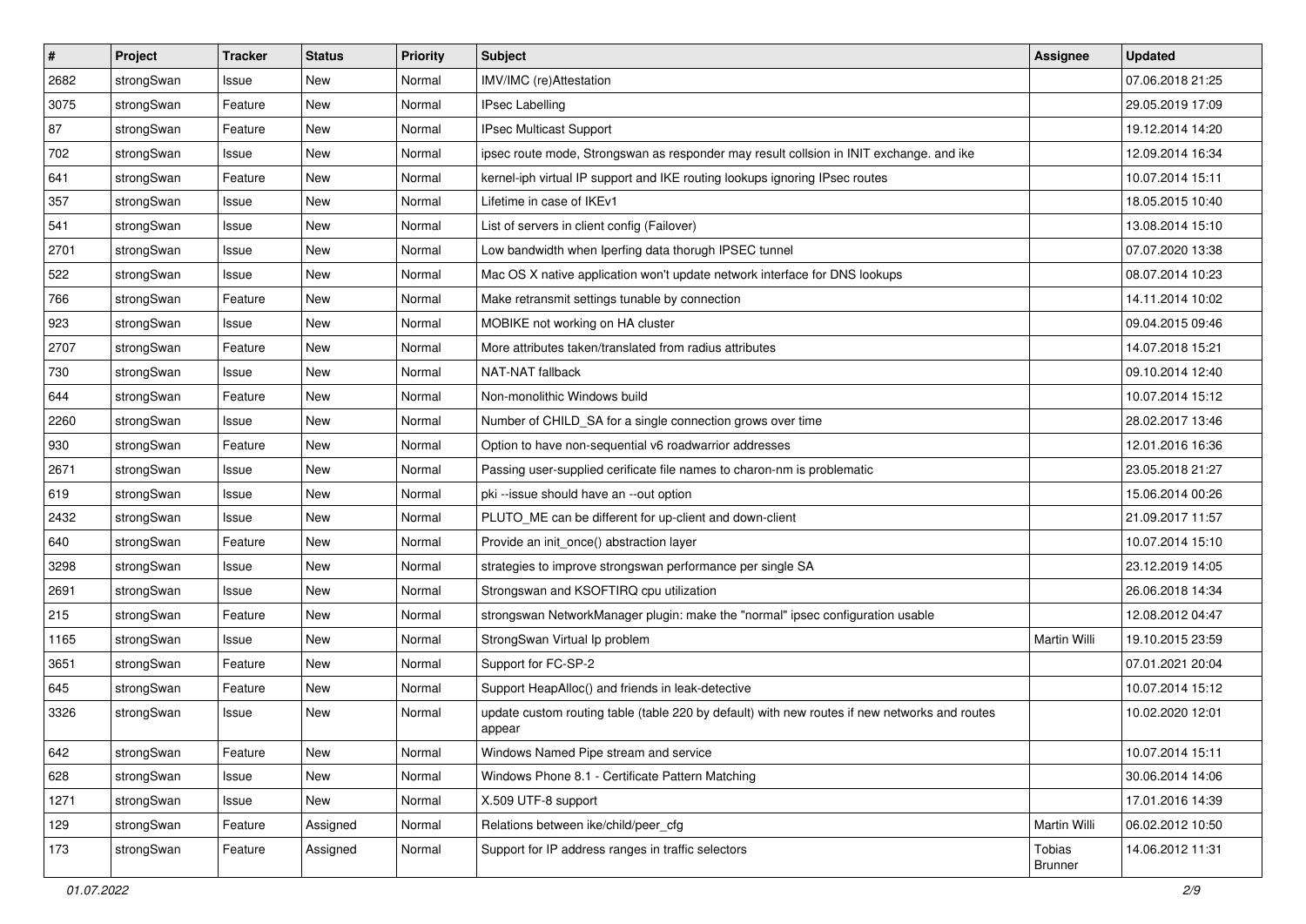| # | Project | Tracker | Status | Priority | Subject | Assignee | Updated |
|---|---|---|---|---|---|---|---|
| 2682 | strongSwan | Issue | New | Normal | IMV/IMC (re)Attestation | | 07.06.2018 21:25 |
| 3075 | strongSwan | Feature | New | Normal | IPsec Labelling | | 29.05.2019 17:09 |
| 87 | strongSwan | Feature | New | Normal | IPsec Multicast Support | | 19.12.2014 14:20 |
| 702 | strongSwan | Issue | New | Normal | ipsec route mode, Strongswan as responder may result collsion in INIT exchange. and ike | | 12.09.2014 16:34 |
| 641 | strongSwan | Feature | New | Normal | kernel-iph virtual IP support and IKE routing lookups ignoring IPsec routes | | 10.07.2014 15:11 |
| 357 | strongSwan | Issue | New | Normal | Lifetime in case of IKEv1 | | 18.05.2015 10:40 |
| 541 | strongSwan | Issue | New | Normal | List of servers in client config (Failover) | | 13.08.2014 15:10 |
| 2701 | strongSwan | Issue | New | Normal | Low bandwidth when Iperfing data thorugh IPSEC tunnel | | 07.07.2020 13:38 |
| 522 | strongSwan | Issue | New | Normal | Mac OS X native application won't update network interface for DNS lookups | | 08.07.2014 10:23 |
| 766 | strongSwan | Feature | New | Normal | Make retransmit settings tunable by connection | | 14.11.2014 10:02 |
| 923 | strongSwan | Issue | New | Normal | MOBIKE not working on HA cluster | | 09.04.2015 09:46 |
| 2707 | strongSwan | Feature | New | Normal | More attributes taken/translated from radius attributes | | 14.07.2018 15:21 |
| 730 | strongSwan | Issue | New | Normal | NAT-NAT fallback | | 09.10.2014 12:40 |
| 644 | strongSwan | Feature | New | Normal | Non-monolithic Windows build | | 10.07.2014 15:12 |
| 2260 | strongSwan | Issue | New | Normal | Number of CHILD_SA for a single connection grows over time | | 28.02.2017 13:46 |
| 930 | strongSwan | Feature | New | Normal | Option to have non-sequential v6 roadwarrior addresses | | 12.01.2016 16:36 |
| 2671 | strongSwan | Issue | New | Normal | Passing user-supplied cerificate file names to charon-nm is problematic | | 23.05.2018 21:27 |
| 619 | strongSwan | Issue | New | Normal | pki --issue should have an --out option | | 15.06.2014 00:26 |
| 2432 | strongSwan | Issue | New | Normal | PLUTO_ME can be different for up-client and down-client | | 21.09.2017 11:57 |
| 640 | strongSwan | Feature | New | Normal | Provide an init_once() abstraction layer | | 10.07.2014 15:10 |
| 3298 | strongSwan | Issue | New | Normal | strategies to improve strongswan performance per single SA | | 23.12.2019 14:05 |
| 2691 | strongSwan | Issue | New | Normal | Strongswan and KSOFTIRQ cpu utilization | | 26.06.2018 14:34 |
| 215 | strongSwan | Feature | New | Normal | strongswan NetworkManager plugin: make the "normal" ipsec configuration usable | | 12.08.2012 04:47 |
| 1165 | strongSwan | Issue | New | Normal | StrongSwan Virtual Ip problem | Martin Willi | 19.10.2015 23:59 |
| 3651 | strongSwan | Feature | New | Normal | Support for FC-SP-2 | | 07.01.2021 20:04 |
| 645 | strongSwan | Feature | New | Normal | Support HeapAlloc() and friends in leak-detective | | 10.07.2014 15:12 |
| 3326 | strongSwan | Issue | New | Normal | update custom routing table (table 220 by default) with new routes if new networks and routes appear | | 10.02.2020 12:01 |
| 642 | strongSwan | Feature | New | Normal | Windows Named Pipe stream and service | | 10.07.2014 15:11 |
| 628 | strongSwan | Issue | New | Normal | Windows Phone 8.1 - Certificate Pattern Matching | | 30.06.2014 14:06 |
| 1271 | strongSwan | Issue | New | Normal | X.509 UTF-8 support | | 17.01.2016 14:39 |
| 129 | strongSwan | Feature | Assigned | Normal | Relations between ike/child/peer_cfg | Martin Willi | 06.02.2012 10:50 |
| 173 | strongSwan | Feature | Assigned | Normal | Support for IP address ranges in traffic selectors | Tobias Brunner | 14.06.2012 11:31 |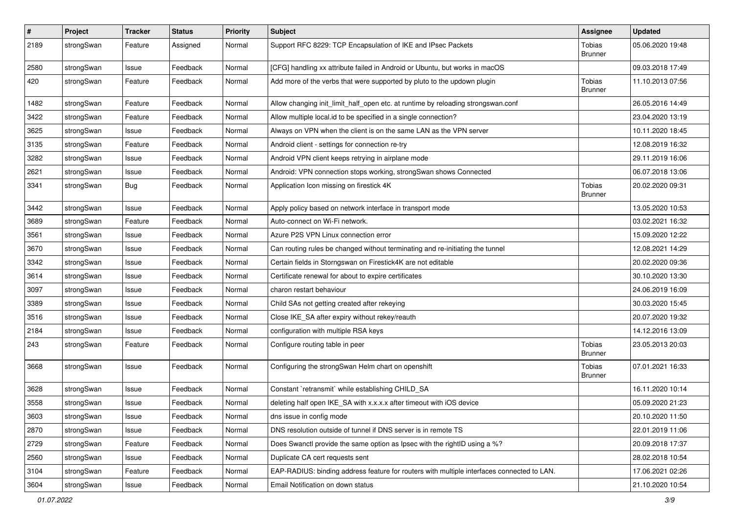| # | Project | Tracker | Status | Priority | Subject | Assignee | Updated |
|---|---|---|---|---|---|---|---|
| 2189 | strongSwan | Feature | Assigned | Normal | Support RFC 8229: TCP Encapsulation of IKE and IPsec Packets | Tobias Brunner | 05.06.2020 19:48 |
| 2580 | strongSwan | Issue | Feedback | Normal | [CFG] handling xx attribute failed in Android or Ubuntu, but works in macOS | | 09.03.2018 17:49 |
| 420 | strongSwan | Feature | Feedback | Normal | Add more of the verbs that were supported by pluto to the updown plugin | Tobias Brunner | 11.10.2013 07:56 |
| 1482 | strongSwan | Feature | Feedback | Normal | Allow changing init_limit_half_open etc. at runtime by reloading strongswan.conf | | 26.05.2016 14:49 |
| 3422 | strongSwan | Feature | Feedback | Normal | Allow multiple local.id to be specified in a single connection? | | 23.04.2020 13:19 |
| 3625 | strongSwan | Issue | Feedback | Normal | Always on VPN when the client is on the same LAN as the VPN server | | 10.11.2020 18:45 |
| 3135 | strongSwan | Feature | Feedback | Normal | Android client - settings for connection re-try | | 12.08.2019 16:32 |
| 3282 | strongSwan | Issue | Feedback | Normal | Android VPN client keeps retrying in airplane mode | | 29.11.2019 16:06 |
| 2621 | strongSwan | Issue | Feedback | Normal | Android: VPN connection stops working, strongSwan shows Connected | | 06.07.2018 13:06 |
| 3341 | strongSwan | Bug | Feedback | Normal | Application Icon missing on firestick 4K | Tobias Brunner | 20.02.2020 09:31 |
| 3442 | strongSwan | Issue | Feedback | Normal | Apply policy based on network interface in transport mode | | 13.05.2020 10:53 |
| 3689 | strongSwan | Feature | Feedback | Normal | Auto-connect on Wi-Fi network. | | 03.02.2021 16:32 |
| 3561 | strongSwan | Issue | Feedback | Normal | Azure P2S VPN Linux connection error | | 15.09.2020 12:22 |
| 3670 | strongSwan | Issue | Feedback | Normal | Can routing rules be changed without terminating and re-initiating the tunnel | | 12.08.2021 14:29 |
| 3342 | strongSwan | Issue | Feedback | Normal | Certain fields in Storngswan on Firestick4K are not editable | | 20.02.2020 09:36 |
| 3614 | strongSwan | Issue | Feedback | Normal | Certificate renewal for about to expire certificates | | 30.10.2020 13:30 |
| 3097 | strongSwan | Issue | Feedback | Normal | charon restart behaviour | | 24.06.2019 16:09 |
| 3389 | strongSwan | Issue | Feedback | Normal | Child SAs not getting created after rekeying | | 30.03.2020 15:45 |
| 3516 | strongSwan | Issue | Feedback | Normal | Close IKE_SA after expiry without rekey/reauth | | 20.07.2020 19:32 |
| 2184 | strongSwan | Issue | Feedback | Normal | configuration with multiple RSA keys | | 14.12.2016 13:09 |
| 243 | strongSwan | Feature | Feedback | Normal | Configure routing table in peer | Tobias Brunner | 23.05.2013 20:03 |
| 3668 | strongSwan | Issue | Feedback | Normal | Configuring the strongSwan Helm chart on openshift | Tobias Brunner | 07.01.2021 16:33 |
| 3628 | strongSwan | Issue | Feedback | Normal | Constant `retransmit` while establishing CHILD_SA | | 16.11.2020 10:14 |
| 3558 | strongSwan | Issue | Feedback | Normal | deleting half open IKE_SA with x.x.x.x after timeout with iOS device | | 05.09.2020 21:23 |
| 3603 | strongSwan | Issue | Feedback | Normal | dns issue in config mode | | 20.10.2020 11:50 |
| 2870 | strongSwan | Issue | Feedback | Normal | DNS resolution outside of tunnel if DNS server is in remote TS | | 22.01.2019 11:06 |
| 2729 | strongSwan | Feature | Feedback | Normal | Does Swanctl provide the same option as Ipsec with the rightID using a %? | | 20.09.2018 17:37 |
| 2560 | strongSwan | Issue | Feedback | Normal | Duplicate CA cert requests sent | | 28.02.2018 10:54 |
| 3104 | strongSwan | Feature | Feedback | Normal | EAP-RADIUS: binding address feature for routers with multiple interfaces connected to LAN. | | 17.06.2021 02:26 |
| 3604 | strongSwan | Issue | Feedback | Normal | Email Notification on down status | | 21.10.2020 10:54 |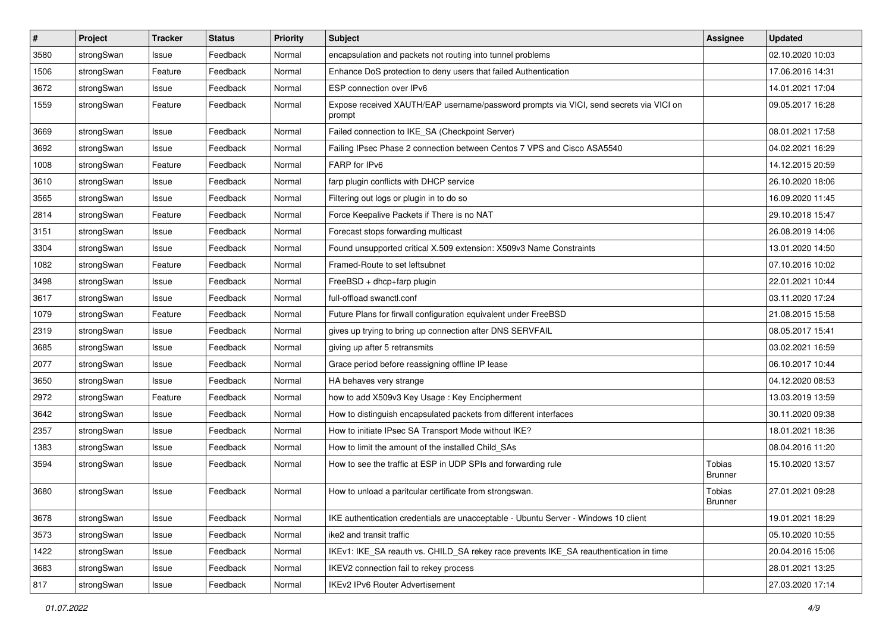| # | Project | Tracker | Status | Priority | Subject | Assignee | Updated |
|---|---|---|---|---|---|---|---|
| 3580 | strongSwan | Issue | Feedback | Normal | encapsulation and packets not routing into tunnel problems | | 02.10.2020 10:03 |
| 1506 | strongSwan | Feature | Feedback | Normal | Enhance DoS protection to deny users that failed Authentication | | 17.06.2016 14:31 |
| 3672 | strongSwan | Issue | Feedback | Normal | ESP connection over IPv6 | | 14.01.2021 17:04 |
| 1559 | strongSwan | Feature | Feedback | Normal | Expose received XAUTH/EAP username/password prompts via VICI, send secrets via VICI on prompt | | 09.05.2017 16:28 |
| 3669 | strongSwan | Issue | Feedback | Normal | Failed connection to IKE_SA (Checkpoint Server) | | 08.01.2021 17:58 |
| 3692 | strongSwan | Issue | Feedback | Normal | Failing IPsec Phase 2 connection between Centos 7 VPS and Cisco ASA5540 | | 04.02.2021 16:29 |
| 1008 | strongSwan | Feature | Feedback | Normal | FARP for IPv6 | | 14.12.2015 20:59 |
| 3610 | strongSwan | Issue | Feedback | Normal | farp plugin conflicts with DHCP service | | 26.10.2020 18:06 |
| 3565 | strongSwan | Issue | Feedback | Normal | Filtering out logs or plugin in to do so | | 16.09.2020 11:45 |
| 2814 | strongSwan | Feature | Feedback | Normal | Force Keepalive Packets if There is no NAT | | 29.10.2018 15:47 |
| 3151 | strongSwan | Issue | Feedback | Normal | Forecast stops forwarding multicast | | 26.08.2019 14:06 |
| 3304 | strongSwan | Issue | Feedback | Normal | Found unsupported critical X.509 extension: X509v3 Name Constraints | | 13.01.2020 14:50 |
| 1082 | strongSwan | Feature | Feedback | Normal | Framed-Route to set leftsubnet | | 07.10.2016 10:02 |
| 3498 | strongSwan | Issue | Feedback | Normal | FreeBSD + dhcp+farp plugin | | 22.01.2021 10:44 |
| 3617 | strongSwan | Issue | Feedback | Normal | full-offload swanctl.conf | | 03.11.2020 17:24 |
| 1079 | strongSwan | Feature | Feedback | Normal | Future Plans for firwall configuration equivalent under FreeBSD | | 21.08.2015 15:58 |
| 2319 | strongSwan | Issue | Feedback | Normal | gives up trying to bring up connection after DNS SERVFAIL | | 08.05.2017 15:41 |
| 3685 | strongSwan | Issue | Feedback | Normal | giving up after 5 retransmits | | 03.02.2021 16:59 |
| 2077 | strongSwan | Issue | Feedback | Normal | Grace period before reassigning offline IP lease | | 06.10.2017 10:44 |
| 3650 | strongSwan | Issue | Feedback | Normal | HA behaves very strange | | 04.12.2020 08:53 |
| 2972 | strongSwan | Feature | Feedback | Normal | how to add X509v3 Key Usage : Key Encipherment | | 13.03.2019 13:59 |
| 3642 | strongSwan | Issue | Feedback | Normal | How to distinguish encapsulated packets from different interfaces | | 30.11.2020 09:38 |
| 2357 | strongSwan | Issue | Feedback | Normal | How to initiate IPsec SA Transport Mode without IKE? | | 18.01.2021 18:36 |
| 1383 | strongSwan | Issue | Feedback | Normal | How to limit the amount of the installed Child_SAs | | 08.04.2016 11:20 |
| 3594 | strongSwan | Issue | Feedback | Normal | How to see the traffic at ESP in UDP SPIs and forwarding rule | Tobias Brunner | 15.10.2020 13:57 |
| 3680 | strongSwan | Issue | Feedback | Normal | How to unload a paritcular certificate from strongswan. | Tobias Brunner | 27.01.2021 09:28 |
| 3678 | strongSwan | Issue | Feedback | Normal | IKE authentication credentials are unacceptable - Ubuntu Server - Windows 10 client | | 19.01.2021 18:29 |
| 3573 | strongSwan | Issue | Feedback | Normal | ike2 and transit traffic | | 05.10.2020 10:55 |
| 1422 | strongSwan | Issue | Feedback | Normal | IKEv1: IKE_SA reauth vs. CHILD_SA rekey race prevents IKE_SA reauthentication in time | | 20.04.2016 15:06 |
| 3683 | strongSwan | Issue | Feedback | Normal | IKEV2 connection fail to rekey process | | 28.01.2021 13:25 |
| 817 | strongSwan | Issue | Feedback | Normal | IKEv2 IPv6 Router Advertisement | | 27.03.2020 17:14 |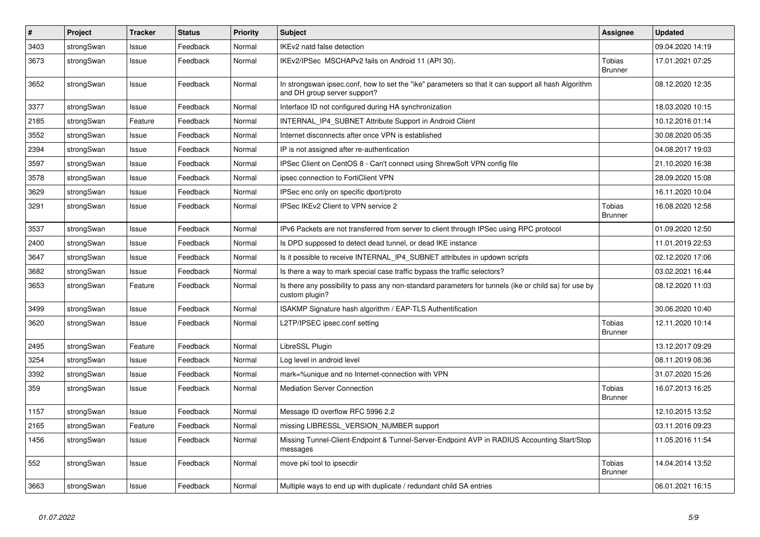| # | Project | Tracker | Status | Priority | Subject | Assignee | Updated |
|---|---|---|---|---|---|---|---|
| 3403 | strongSwan | Issue | Feedback | Normal | IKEv2 natd false detection | | 09.04.2020 14:19 |
| 3673 | strongSwan | Issue | Feedback | Normal | IKEv2/IPSec MSCHAPv2 fails on Android 11 (API 30). | Tobias Brunner | 17.01.2021 07:25 |
| 3652 | strongSwan | Issue | Feedback | Normal | In strongswan ipsec.conf, how to set the "ike" parameters so that it can support all hash Algorithm and DH group server support? | | 08.12.2020 12:35 |
| 3377 | strongSwan | Issue | Feedback | Normal | Interface ID not configured during HA synchronization | | 18.03.2020 10:15 |
| 2185 | strongSwan | Feature | Feedback | Normal | INTERNAL_IP4_SUBNET Attribute Support in Android Client | | 10.12.2016 01:14 |
| 3552 | strongSwan | Issue | Feedback | Normal | Internet disconnects after once VPN is established | | 30.08.2020 05:35 |
| 2394 | strongSwan | Issue | Feedback | Normal | IP is not assigned after re-authentication | | 04.08.2017 19:03 |
| 3597 | strongSwan | Issue | Feedback | Normal | IPSec Client on CentOS 8 - Can't connect using ShrewSoft VPN config file | | 21.10.2020 16:38 |
| 3578 | strongSwan | Issue | Feedback | Normal | ipsec connection to FortiClient VPN | | 28.09.2020 15:08 |
| 3629 | strongSwan | Issue | Feedback | Normal | IPSec enc only on specific dport/proto | | 16.11.2020 10:04 |
| 3291 | strongSwan | Issue | Feedback | Normal | IPSec IKEv2 Client to VPN service 2 | Tobias Brunner | 16.08.2020 12:58 |
| 3537 | strongSwan | Issue | Feedback | Normal | IPv6 Packets are not transferred from server to client through IPSec using RPC protocol | | 01.09.2020 12:50 |
| 2400 | strongSwan | Issue | Feedback | Normal | Is DPD supposed to detect dead tunnel, or dead IKE instance | | 11.01.2019 22:53 |
| 3647 | strongSwan | Issue | Feedback | Normal | Is it possible to receive INTERNAL_IP4_SUBNET attributes in updown scripts | | 02.12.2020 17:06 |
| 3682 | strongSwan | Issue | Feedback | Normal | Is there a way to mark special case traffic bypass the traffic selectors? | | 03.02.2021 16:44 |
| 3653 | strongSwan | Feature | Feedback | Normal | Is there any possibility to pass any non-standard parameters for tunnels (ike or child sa) for use by custom plugin? | | 08.12.2020 11:03 |
| 3499 | strongSwan | Issue | Feedback | Normal | ISAKMP Signature hash algorithm / EAP-TLS Authentification | | 30.06.2020 10:40 |
| 3620 | strongSwan | Issue | Feedback | Normal | L2TP/IPSEC ipsec.conf setting | Tobias Brunner | 12.11.2020 10:14 |
| 2495 | strongSwan | Feature | Feedback | Normal | LibreSSL Plugin | | 13.12.2017 09:29 |
| 3254 | strongSwan | Issue | Feedback | Normal | Log level in android level | | 08.11.2019 08:36 |
| 3392 | strongSwan | Issue | Feedback | Normal | mark=%unique and no Internet-connection with VPN | | 31.07.2020 15:26 |
| 359 | strongSwan | Issue | Feedback | Normal | Mediation Server Connection | Tobias Brunner | 16.07.2013 16:25 |
| 1157 | strongSwan | Issue | Feedback | Normal | Message ID overflow RFC 5996 2.2 | | 12.10.2015 13:52 |
| 2165 | strongSwan | Feature | Feedback | Normal | missing LIBRESSL_VERSION_NUMBER support | | 03.11.2016 09:23 |
| 1456 | strongSwan | Issue | Feedback | Normal | Missing Tunnel-Client-Endpoint & Tunnel-Server-Endpoint AVP in RADIUS Accounting Start/Stop messages | | 11.05.2016 11:54 |
| 552 | strongSwan | Issue | Feedback | Normal | move pki tool to ipsecdir | Tobias Brunner | 14.04.2014 13:52 |
| 3663 | strongSwan | Issue | Feedback | Normal | Multiple ways to end up with duplicate / redundant child SA entries | | 06.01.2021 16:15 |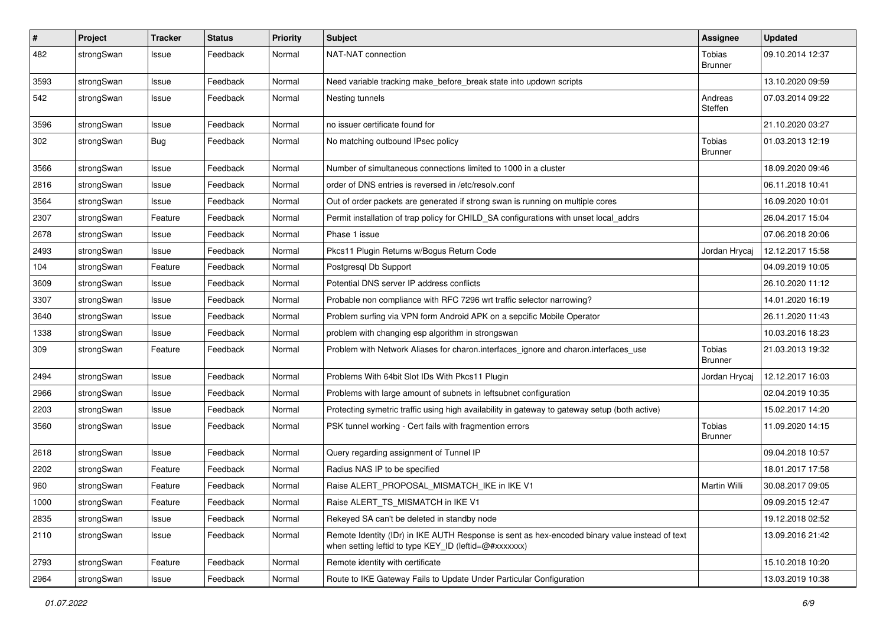| # | Project | Tracker | Status | Priority | Subject | Assignee | Updated |
| --- | --- | --- | --- | --- | --- | --- | --- |
| 482 | strongSwan | Issue | Feedback | Normal | NAT-NAT connection | Tobias Brunner | 09.10.2014 12:37 |
| 3593 | strongSwan | Issue | Feedback | Normal | Need variable tracking make_before_break state into updown scripts | | 13.10.2020 09:59 |
| 542 | strongSwan | Issue | Feedback | Normal | Nesting tunnels | Andreas Steffen | 07.03.2014 09:22 |
| 3596 | strongSwan | Issue | Feedback | Normal | no issuer certificate found for | | 21.10.2020 03:27 |
| 302 | strongSwan | Bug | Feedback | Normal | No matching outbound IPsec policy | Tobias Brunner | 01.03.2013 12:19 |
| 3566 | strongSwan | Issue | Feedback | Normal | Number of simultaneous connections limited to 1000 in a cluster | | 18.09.2020 09:46 |
| 2816 | strongSwan | Issue | Feedback | Normal | order of DNS entries is reversed in /etc/resolv.conf | | 06.11.2018 10:41 |
| 3564 | strongSwan | Issue | Feedback | Normal | Out of order packets are generated if strong swan is running on multiple cores | | 16.09.2020 10:01 |
| 2307 | strongSwan | Feature | Feedback | Normal | Permit installation of trap policy for CHILD_SA configurations with unset local_addrs | | 26.04.2017 15:04 |
| 2678 | strongSwan | Issue | Feedback | Normal | Phase 1 issue | | 07.06.2018 20:06 |
| 2493 | strongSwan | Issue | Feedback | Normal | Pkcs11 Plugin Returns w/Bogus Return Code | Jordan Hrycaj | 12.12.2017 15:58 |
| 104 | strongSwan | Feature | Feedback | Normal | Postgresql Db Support | | 04.09.2019 10:05 |
| 3609 | strongSwan | Issue | Feedback | Normal | Potential DNS server IP address conflicts | | 26.10.2020 11:12 |
| 3307 | strongSwan | Issue | Feedback | Normal | Probable non compliance with RFC 7296 wrt traffic selector narrowing? | | 14.01.2020 16:19 |
| 3640 | strongSwan | Issue | Feedback | Normal | Problem surfing via VPN form Android APK on a sepcific Mobile Operator | | 26.11.2020 11:43 |
| 1338 | strongSwan | Issue | Feedback | Normal | problem with changing esp algorithm in strongswan | | 10.03.2016 18:23 |
| 309 | strongSwan | Feature | Feedback | Normal | Problem with Network Aliases for charon.interfaces_ignore and charon.interfaces_use | Tobias Brunner | 21.03.2013 19:32 |
| 2494 | strongSwan | Issue | Feedback | Normal | Problems With 64bit Slot IDs With Pkcs11 Plugin | Jordan Hrycaj | 12.12.2017 16:03 |
| 2966 | strongSwan | Issue | Feedback | Normal | Problems with large amount of subnets in leftsubnet configuration | | 02.04.2019 10:35 |
| 2203 | strongSwan | Issue | Feedback | Normal | Protecting symetric traffic using high availability in gateway to gateway setup (both active) | | 15.02.2017 14:20 |
| 3560 | strongSwan | Issue | Feedback | Normal | PSK tunnel working - Cert fails with fragmention errors | Tobias Brunner | 11.09.2020 14:15 |
| 2618 | strongSwan | Issue | Feedback | Normal | Query regarding assignment of Tunnel IP | | 09.04.2018 10:57 |
| 2202 | strongSwan | Feature | Feedback | Normal | Radius NAS IP to be specified | | 18.01.2017 17:58 |
| 960 | strongSwan | Feature | Feedback | Normal | Raise ALERT_PROPOSAL_MISMATCH_IKE in IKE V1 | Martin Willi | 30.08.2017 09:05 |
| 1000 | strongSwan | Feature | Feedback | Normal | Raise ALERT_TS_MISMATCH in IKE V1 | | 09.09.2015 12:47 |
| 2835 | strongSwan | Issue | Feedback | Normal | Rekeyed SA can't be deleted in standby node | | 19.12.2018 02:52 |
| 2110 | strongSwan | Issue | Feedback | Normal | Remote Identity (IDr) in IKE AUTH Response is sent as hex-encoded binary value instead of text when setting leftid to type KEY_ID (leftid=@#xxxxxxx) | | 13.09.2016 21:42 |
| 2793 | strongSwan | Feature | Feedback | Normal | Remote identity with certificate | | 15.10.2018 10:20 |
| 2964 | strongSwan | Issue | Feedback | Normal | Route to IKE Gateway Fails to Update Under Particular Configuration | | 13.03.2019 10:38 |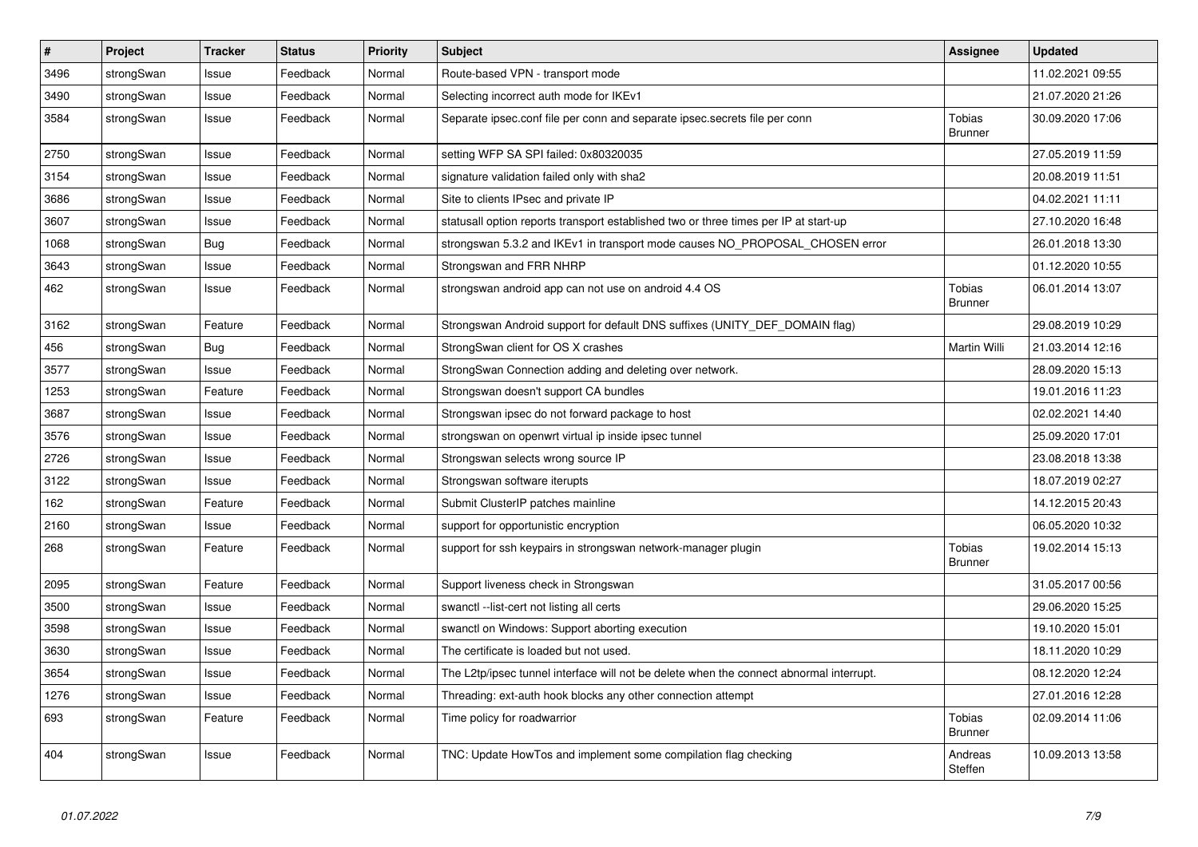| # | Project | Tracker | Status | Priority | Subject | Assignee | Updated |
|---|---|---|---|---|---|---|---|
| 3496 | strongSwan | Issue | Feedback | Normal | Route-based VPN - transport mode | | 11.02.2021 09:55 |
| 3490 | strongSwan | Issue | Feedback | Normal | Selecting incorrect auth mode for IKEv1 | | 21.07.2020 21:26 |
| 3584 | strongSwan | Issue | Feedback | Normal | Separate ipsec.conf file per conn and separate ipsec.secrets file per conn | Tobias Brunner | 30.09.2020 17:06 |
| 2750 | strongSwan | Issue | Feedback | Normal | setting WFP SA SPI failed: 0x80320035 | | 27.05.2019 11:59 |
| 3154 | strongSwan | Issue | Feedback | Normal | signature validation failed only with sha2 | | 20.08.2019 11:51 |
| 3686 | strongSwan | Issue | Feedback | Normal | Site to clients IPsec and private IP | | 04.02.2021 11:11 |
| 3607 | strongSwan | Issue | Feedback | Normal | statusall option reports transport established two or three times per IP at start-up | | 27.10.2020 16:48 |
| 1068 | strongSwan | Bug | Feedback | Normal | strongswan 5.3.2 and IKEv1 in transport mode causes NO_PROPOSAL_CHOSEN error | | 26.01.2018 13:30 |
| 3643 | strongSwan | Issue | Feedback | Normal | Strongswan and FRR NHRP | | 01.12.2020 10:55 |
| 462 | strongSwan | Issue | Feedback | Normal | strongswan android app can not use on android 4.4 OS | Tobias Brunner | 06.01.2014 13:07 |
| 3162 | strongSwan | Feature | Feedback | Normal | Strongswan Android support for default DNS suffixes (UNITY_DEF_DOMAIN flag) | | 29.08.2019 10:29 |
| 456 | strongSwan | Bug | Feedback | Normal | StrongSwan client for OS X crashes | Martin Willi | 21.03.2014 12:16 |
| 3577 | strongSwan | Issue | Feedback | Normal | StrongSwan Connection adding and deleting over network. | | 28.09.2020 15:13 |
| 1253 | strongSwan | Feature | Feedback | Normal | Strongswan doesn't support CA bundles | | 19.01.2016 11:23 |
| 3687 | strongSwan | Issue | Feedback | Normal | Strongswan ipsec do not forward package to host | | 02.02.2021 14:40 |
| 3576 | strongSwan | Issue | Feedback | Normal | strongswan on openwrt virtual ip inside ipsec tunnel | | 25.09.2020 17:01 |
| 2726 | strongSwan | Issue | Feedback | Normal | Strongswan selects wrong source IP | | 23.08.2018 13:38 |
| 3122 | strongSwan | Issue | Feedback | Normal | Strongswan software iterupts | | 18.07.2019 02:27 |
| 162 | strongSwan | Feature | Feedback | Normal | Submit ClusterIP patches mainline | | 14.12.2015 20:43 |
| 2160 | strongSwan | Issue | Feedback | Normal | support for opportunistic encryption | | 06.05.2020 10:32 |
| 268 | strongSwan | Feature | Feedback | Normal | support for ssh keypairs in strongswan network-manager plugin | Tobias Brunner | 19.02.2014 15:13 |
| 2095 | strongSwan | Feature | Feedback | Normal | Support liveness check in Strongswan | | 31.05.2017 00:56 |
| 3500 | strongSwan | Issue | Feedback | Normal | swanctl --list-cert not listing all certs | | 29.06.2020 15:25 |
| 3598 | strongSwan | Issue | Feedback | Normal | swanctl on Windows: Support aborting execution | | 19.10.2020 15:01 |
| 3630 | strongSwan | Issue | Feedback | Normal | The certificate is loaded but not used. | | 18.11.2020 10:29 |
| 3654 | strongSwan | Issue | Feedback | Normal | The L2tp/ipsec tunnel interface will not be delete when the connect abnormal interrupt. | | 08.12.2020 12:24 |
| 1276 | strongSwan | Issue | Feedback | Normal | Threading: ext-auth hook blocks any other connection attempt | | 27.01.2016 12:28 |
| 693 | strongSwan | Feature | Feedback | Normal | Time policy for roadwarrior | Tobias Brunner | 02.09.2014 11:06 |
| 404 | strongSwan | Issue | Feedback | Normal | TNC: Update HowTos and implement some compilation flag checking | Andreas Steffen | 10.09.2013 13:58 |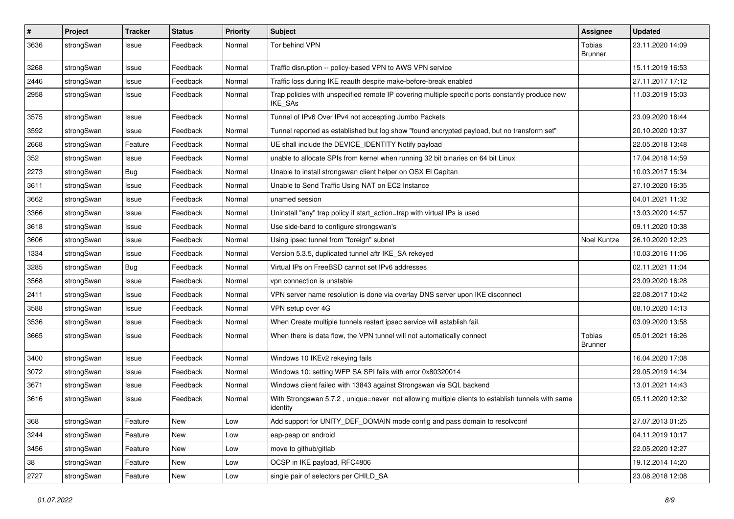| # | Project | Tracker | Status | Priority | Subject | Assignee | Updated |
|---|---|---|---|---|---|---|---|
| 3636 | strongSwan | Issue | Feedback | Normal | Tor behind VPN | Tobias Brunner | 23.11.2020 14:09 |
| 3268 | strongSwan | Issue | Feedback | Normal | Traffic disruption -- policy-based VPN to AWS VPN service | | 15.11.2019 16:53 |
| 2446 | strongSwan | Issue | Feedback | Normal | Traffic loss during IKE reauth despite make-before-break enabled | | 27.11.2017 17:12 |
| 2958 | strongSwan | Issue | Feedback | Normal | Trap policies with unspecified remote IP covering multiple specific ports constantly produce new IKE_SAs | | 11.03.2019 15:03 |
| 3575 | strongSwan | Issue | Feedback | Normal | Tunnel of IPv6 Over IPv4 not accespting Jumbo Packets | | 23.09.2020 16:44 |
| 3592 | strongSwan | Issue | Feedback | Normal | Tunnel reported as established but log show "found encrypted payload, but no transform set" | | 20.10.2020 10:37 |
| 2668 | strongSwan | Feature | Feedback | Normal | UE shall include the DEVICE_IDENTITY Notify payload | | 22.05.2018 13:48 |
| 352 | strongSwan | Issue | Feedback | Normal | unable to allocate SPIs from kernel when running 32 bit binaries on 64 bit Linux | | 17.04.2018 14:59 |
| 2273 | strongSwan | Bug | Feedback | Normal | Unable to install strongswan client helper on OSX El Capitan | | 10.03.2017 15:34 |
| 3611 | strongSwan | Issue | Feedback | Normal | Unable to Send Traffic Using NAT on EC2 Instance | | 27.10.2020 16:35 |
| 3662 | strongSwan | Issue | Feedback | Normal | unamed session | | 04.01.2021 11:32 |
| 3366 | strongSwan | Issue | Feedback | Normal | Uninstall "any" trap policy if start_action=trap with virtual IPs is used | | 13.03.2020 14:57 |
| 3618 | strongSwan | Issue | Feedback | Normal | Use side-band to configure strongswan's | | 09.11.2020 10:38 |
| 3606 | strongSwan | Issue | Feedback | Normal | Using ipsec tunnel from "foreign" subnet | Noel Kuntze | 26.10.2020 12:23 |
| 1334 | strongSwan | Issue | Feedback | Normal | Version 5.3.5, duplicated tunnel aftr IKE_SA rekeyed | | 10.03.2016 11:06 |
| 3285 | strongSwan | Bug | Feedback | Normal | Virtual IPs on FreeBSD cannot set IPv6 addresses | | 02.11.2021 11:04 |
| 3568 | strongSwan | Issue | Feedback | Normal | vpn connection is unstable | | 23.09.2020 16:28 |
| 2411 | strongSwan | Issue | Feedback | Normal | VPN server name resolution is done via overlay DNS server upon IKE disconnect | | 22.08.2017 10:42 |
| 3588 | strongSwan | Issue | Feedback | Normal | VPN setup over 4G | | 08.10.2020 14:13 |
| 3536 | strongSwan | Issue | Feedback | Normal | When Create multiple tunnels restart ipsec service will establish fail. | | 03.09.2020 13:58 |
| 3665 | strongSwan | Issue | Feedback | Normal | When there is data flow, the VPN tunnel will not automatically connect | Tobias Brunner | 05.01.2021 16:26 |
| 3400 | strongSwan | Issue | Feedback | Normal | Windows 10 IKEv2 rekeying fails | | 16.04.2020 17:08 |
| 3072 | strongSwan | Issue | Feedback | Normal | Windows 10: setting WFP SA SPI fails with error 0x80320014 | | 29.05.2019 14:34 |
| 3671 | strongSwan | Issue | Feedback | Normal | Windows client failed with 13843 against Strongswan via SQL backend | | 13.01.2021 14:43 |
| 3616 | strongSwan | Issue | Feedback | Normal | With Strongswan 5.7.2 , unique=never not allowing multiple clients to establish tunnels with same identity | | 05.11.2020 12:32 |
| 368 | strongSwan | Feature | New | Low | Add support for UNITY_DEF_DOMAIN mode config and pass domain to resolvconf | | 27.07.2013 01:25 |
| 3244 | strongSwan | Feature | New | Low | eap-peap on android | | 04.11.2019 10:17 |
| 3456 | strongSwan | Feature | New | Low | move to github/gitlab | | 22.05.2020 12:27 |
| 38 | strongSwan | Feature | New | Low | OCSP in IKE payload, RFC4806 | | 19.12.2014 14:20 |
| 2727 | strongSwan | Feature | New | Low | single pair of selectors per CHILD_SA | | 23.08.2018 12:08 |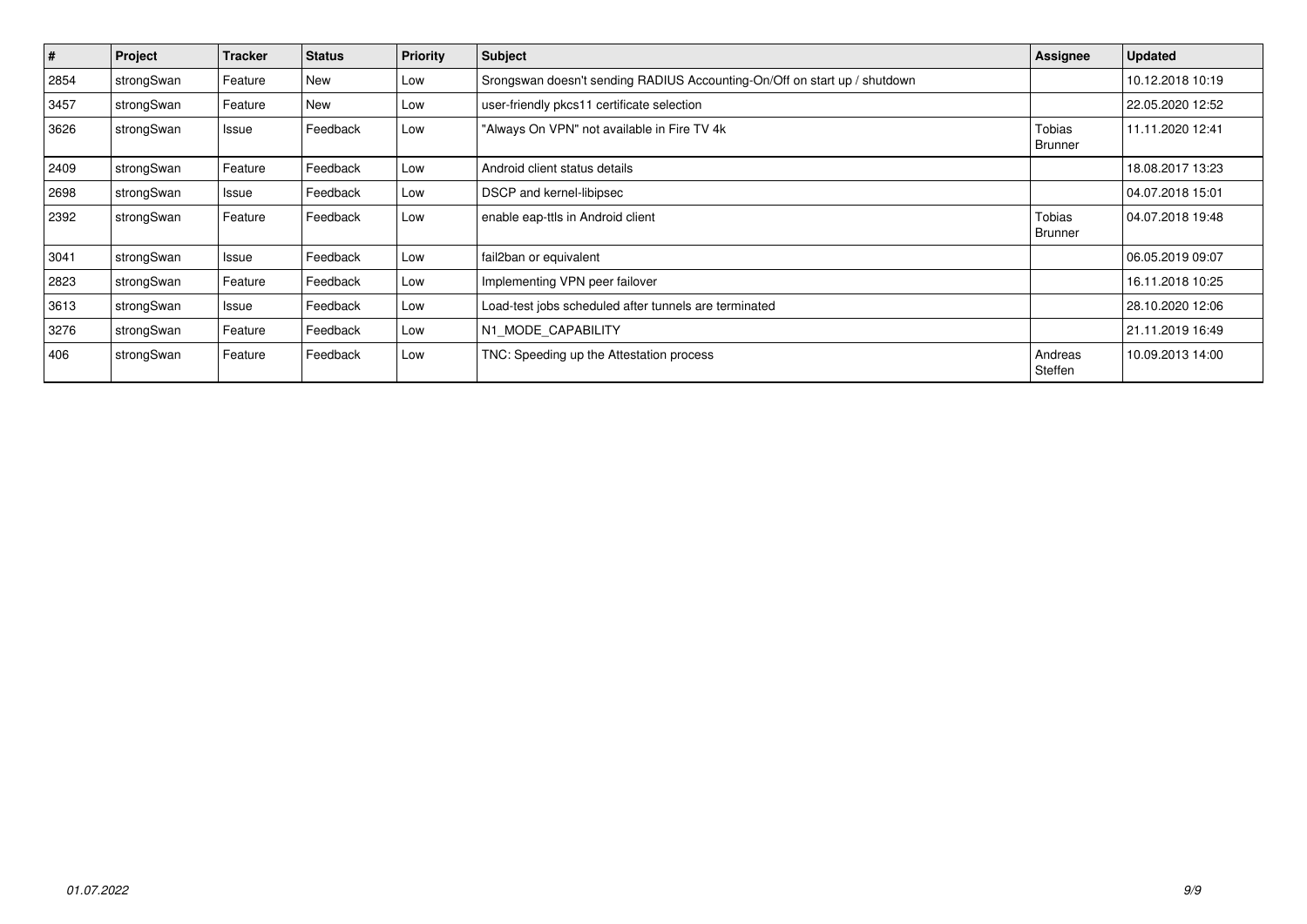| # | Project | Tracker | Status | Priority | Subject | Assignee | Updated |
| --- | --- | --- | --- | --- | --- | --- | --- |
| 2854 | strongSwan | Feature | New | Low | Srongswan doesn't sending RADIUS Accounting-On/Off on start up / shutdown | | 10.12.2018 10:19 |
| 3457 | strongSwan | Feature | New | Low | user-friendly pkcs11 certificate selection | | 22.05.2020 12:52 |
| 3626 | strongSwan | Issue | Feedback | Low | "Always On VPN" not available in Fire TV 4k | Tobias Brunner | 11.11.2020 12:41 |
| 2409 | strongSwan | Feature | Feedback | Low | Android client status details | | 18.08.2017 13:23 |
| 2698 | strongSwan | Issue | Feedback | Low | DSCP and kernel-libipsec | | 04.07.2018 15:01 |
| 2392 | strongSwan | Feature | Feedback | Low | enable eap-ttls in Android client | Tobias Brunner | 04.07.2018 19:48 |
| 3041 | strongSwan | Issue | Feedback | Low | fail2ban or equivalent | | 06.05.2019 09:07 |
| 2823 | strongSwan | Feature | Feedback | Low | Implementing VPN peer failover | | 16.11.2018 10:25 |
| 3613 | strongSwan | Issue | Feedback | Low | Load-test jobs scheduled after tunnels are terminated | | 28.10.2020 12:06 |
| 3276 | strongSwan | Feature | Feedback | Low | N1_MODE_CAPABILITY | | 21.11.2019 16:49 |
| 406 | strongSwan | Feature | Feedback | Low | TNC: Speeding up the Attestation process | Andreas Steffen | 10.09.2013 14:00 |